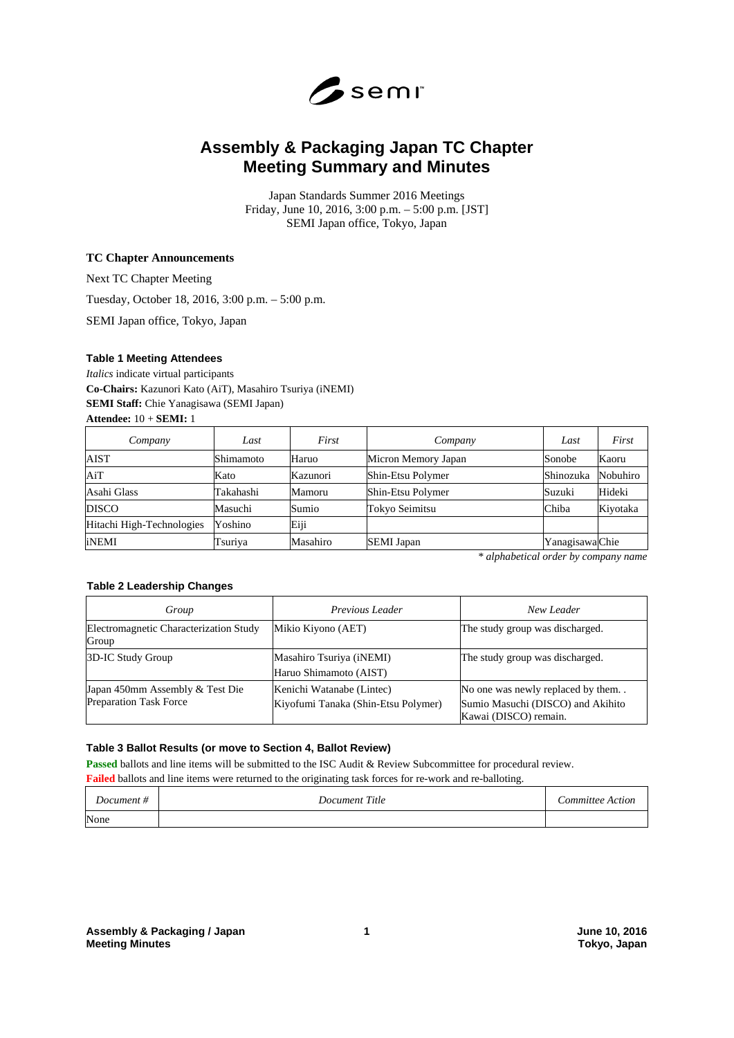# Assembly & Packaging Japan TC Chapter Meeting Summary and Minutes

Japan Standards Summer 2016 Meetings
Friday, June 10, 2016, 3:00 p.m. – 5:00 p.m. [JST]
SEMI Japan office, Tokyo, Japan

### TC Chapter Announcements

Next TC Chapter Meeting

Tuesday, October 18, 2016, 3:00 p.m. – 5:00 p.m.

SEMI Japan office, Tokyo, Japan

#### Table 1 Meeting Attendees

*Italics* indicate virtual participants
**Co-Chairs:** Kazunori Kato (AiT), Masahiro Tsuriya (iNEMI)
**SEMI Staff:** Chie Yanagisawa (SEMI Japan)
**Attendee:** 10 + **SEMI:** 1

| *Company* | *Last* | *First* | *Company* | *Last* | *First* |
|---|---|---|---|---|---|
| AIST | Shimamoto | Haruo | Micron Memory Japan | Sonobe | Kaoru |
| AiT | Kato | Kazunori | Shin-Etsu Polymer | Shinozuka | Nobuhiro |
| Asahi Glass | Takahashi | Mamoru | Shin-Etsu Polymer | Suzuki | Hideki |
| DISCO | Masuchi | Sumio | Tokyo Seimitsu | Chiba | Kiyotaka |
| Hitachi High-Technologies | Yoshino | Eiji | | | |
| iNEMI | Tsuriya | Masahiro | SEMI Japan | Yanagisawa | Chie |

*\* alphabetical order by company name*

#### Table 2 Leadership Changes

| *Group* | *Previous Leader* | *New Leader* |
|---|---|---|
| Electromagnetic Characterization Study Group | Mikio Kiyono (AET) | The study group was discharged. |
| 3D-IC Study Group | Masahiro Tsuriya (iNEMI)<br>Haruo Shimamoto (AIST) | The study group was discharged. |
| Japan 450mm Assembly & Test Die Preparation Task Force | Kenichi Watanabe (Lintec)<br>Kiyofumi Tanaka (Shin-Etsu Polymer) | No one was newly replaced by them. . Sumio Masuchi (DISCO) and Akihito Kawai (DISCO) remain. |

#### Table 3 Ballot Results (or move to Section 4, Ballot Review)

**Passed** ballots and line items will be submitted to the ISC Audit & Review Subcommittee for procedural review.
**Failed** ballots and line items were returned to the originating task forces for re-work and re-balloting.

| *Document #* | *Document Title* | *Committee Action* |
|---|---|---|
| None | | |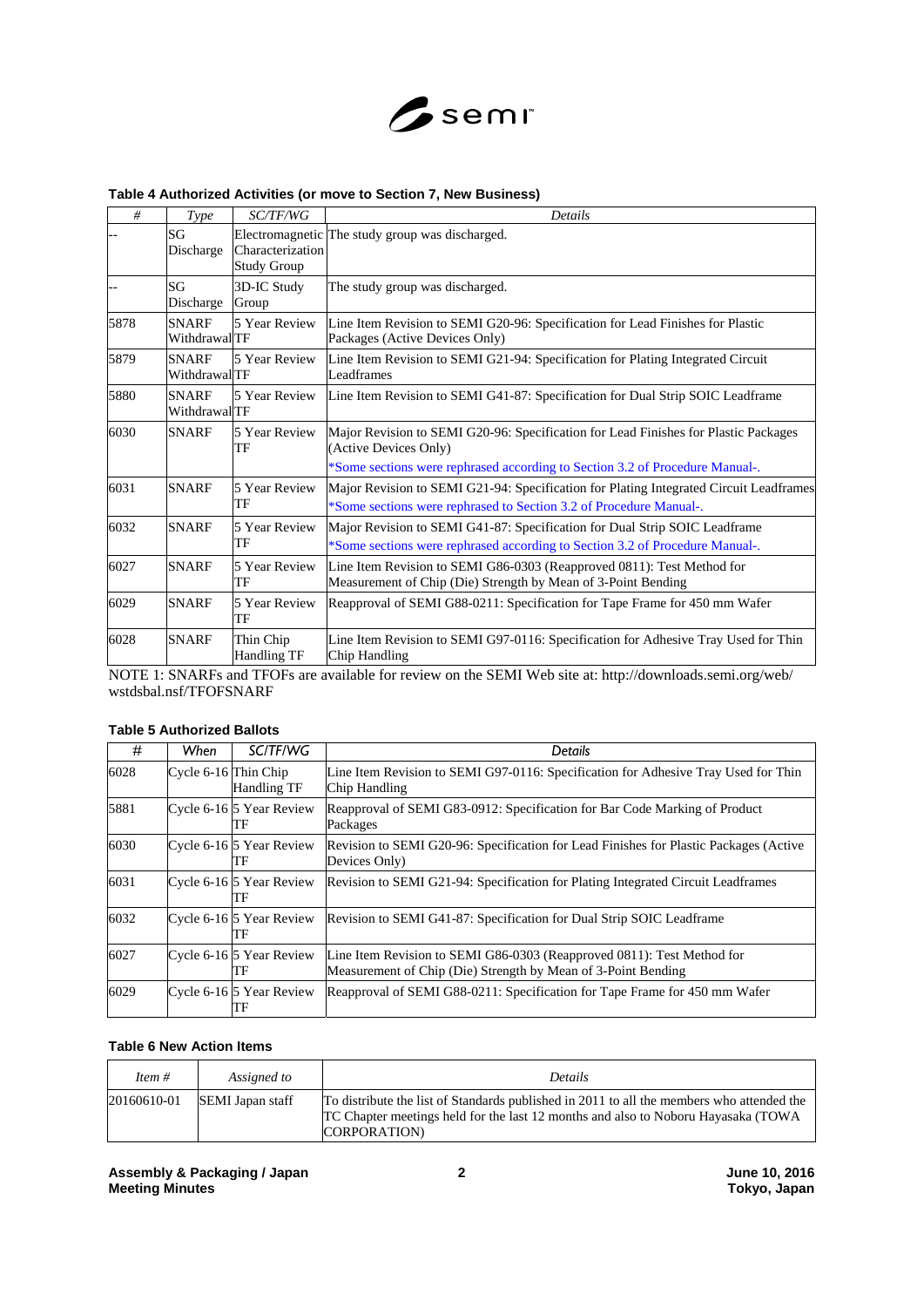**Table 4 Authorized Activities (or move to Section 7, New Business)**

| # | Type | SC/TF/WG | Details |
|---|---|---|---|
| -- | SG Discharge | Electromagnetic Characterization Study Group | The study group was discharged. |
| -- | SG Discharge | 3D-IC Study Group | The study group was discharged. |
| 5878 | SNARF Withdrawal | 5 Year Review TF | Line Item Revision to SEMI G20-96: Specification for Lead Finishes for Plastic Packages (Active Devices Only) |
| 5879 | SNARF Withdrawal | 5 Year Review TF | Line Item Revision to SEMI G21-94: Specification for Plating Integrated Circuit Leadframes |
| 5880 | SNARF Withdrawal | 5 Year Review TF | Line Item Revision to SEMI G41-87: Specification for Dual Strip SOIC Leadframe |
| 6030 | SNARF | 5 Year Review TF | Major Revision to SEMI G20-96: Specification for Lead Finishes for Plastic Packages (Active Devices Only)<br>*Some sections were rephrased according to Section 3.2 of Procedure Manual-. |
| 6031 | SNARF | 5 Year Review TF | Major Revision to SEMI G21-94: Specification for Plating Integrated Circuit Leadframes<br>*Some sections were rephrased to Section 3.2 of Procedure Manual-. |
| 6032 | SNARF | 5 Year Review TF | Major Revision to SEMI G41-87: Specification for Dual Strip SOIC Leadframe<br>*Some sections were rephrased according to Section 3.2 of Procedure Manual-. |
| 6027 | SNARF | 5 Year Review TF | Line Item Revision to SEMI G86-0303 (Reapproved 0811): Test Method for Measurement of Chip (Die) Strength by Mean of 3-Point Bending |
| 6029 | SNARF | 5 Year Review TF | Reapproval of SEMI G88-0211: Specification for Tape Frame for 450 mm Wafer |
| 6028 | SNARF | Thin Chip Handling TF | Line Item Revision to SEMI G97-0116: Specification for Adhesive Tray Used for Thin Chip Handling |

NOTE 1: SNARFs and TFOFs are available for review on the SEMI Web site at: http://downloads.semi.org/web/wstdsbal.nsf/TFOFSNARF

**Table 5 Authorized Ballots**

| # | When | SC/TF/WG | Details |
|---|---|---|---|
| 6028 | Cycle 6-16 | Thin Chip Handling TF | Line Item Revision to SEMI G97-0116: Specification for Adhesive Tray Used for Thin Chip Handling |
| 5881 | Cycle 6-16 | 5 Year Review TF | Reapproval of SEMI G83-0912: Specification for Bar Code Marking of Product Packages |
| 6030 | Cycle 6-16 | 5 Year Review TF | Revision to SEMI G20-96: Specification for Lead Finishes for Plastic Packages (Active Devices Only) |
| 6031 | Cycle 6-16 | 5 Year Review TF | Revision to SEMI G21-94: Specification for Plating Integrated Circuit Leadframes |
| 6032 | Cycle 6-16 | 5 Year Review TF | Revision to SEMI G41-87: Specification for Dual Strip SOIC Leadframe |
| 6027 | Cycle 6-16 | 5 Year Review TF | Line Item Revision to SEMI G86-0303 (Reapproved 0811): Test Method for Measurement of Chip (Die) Strength by Mean of 3-Point Bending |
| 6029 | Cycle 6-16 | 5 Year Review TF | Reapproval of SEMI G88-0211: Specification for Tape Frame for 450 mm Wafer |

**Table 6 New Action Items**

| Item # | Assigned to | Details |
|---|---|---|
| 20160610-01 | SEMI Japan staff | To distribute the list of Standards published in 2011 to all the members who attended the TC Chapter meetings held for the last 12 months and also to Noboru Hayasaka (TOWA CORPORATION) |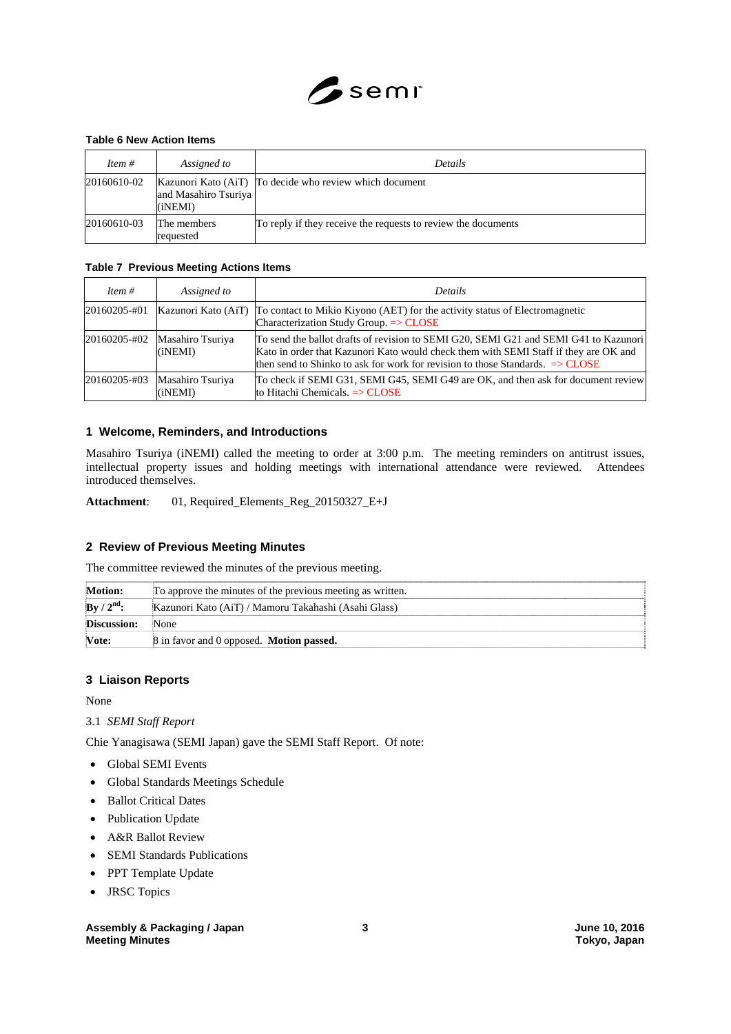**Table 6 New Action Items**

| *Item #* | *Assigned to* | *Details* |
|---|---|---|
| 20160610-02 | Kazunori Kato (AiT) and Masahiro Tsuriya (iNEMI) | To decide who review which document |
| 20160610-03 | The members requested | To reply if they receive the requests to review the documents |

**Table 7 Previous Meeting Actions Items**

| *Item #* | *Assigned to* | *Details* |
|---|---|---|
| 20160205-#01 | Kazunori Kato (AiT) | To contact to Mikio Kiyono (AET) for the activity status of Electromagnetic Characterization Study Group. => CLOSE |
| 20160205-#02 | Masahiro Tsuriya (iNEMI) | To send the ballot drafts of revision to SEMI G20, SEMI G21 and SEMI G41 to Kazunori Kato in order that Kazunori Kato would check them with SEMI Staff if they are OK and then send to Shinko to ask for work for revision to those Standards. => CLOSE |
| 20160205-#03 | Masahiro Tsuriya (iNEMI) | To check if SEMI G31, SEMI G45, SEMI G49 are OK, and then ask for document review to Hitachi Chemicals. => CLOSE |

## 1 Welcome, Reminders, and Introductions

Masahiro Tsuriya (iNEMI) called the meeting to order at 3:00 p.m. The meeting reminders on antitrust issues, intellectual property issues and holding meetings with international attendance were reviewed. Attendees introduced themselves.

**Attachment**: 01, Required_Elements_Reg_20150327_E+J

## 2 Review of Previous Meeting Minutes

The committee reviewed the minutes of the previous meeting.

| | |
|---|---|
| **Motion:** | To approve the minutes of the previous meeting as written. |
| **By / 2nd:** | Kazunori Kato (AiT) / Mamoru Takahashi (Asahi Glass) |
| **Discussion:** | None |
| **Vote:** | 8 in favor and 0 opposed. **Motion passed.** |

## 3 Liaison Reports

None

### 3.1 *SEMI Staff Report*

Chie Yanagisawa (SEMI Japan) gave the SEMI Staff Report. Of note:

- Global SEMI Events
- Global Standards Meetings Schedule
- Ballot Critical Dates
- Publication Update
- A&R Ballot Review
- SEMI Standards Publications
- PPT Template Update
- JRSC Topics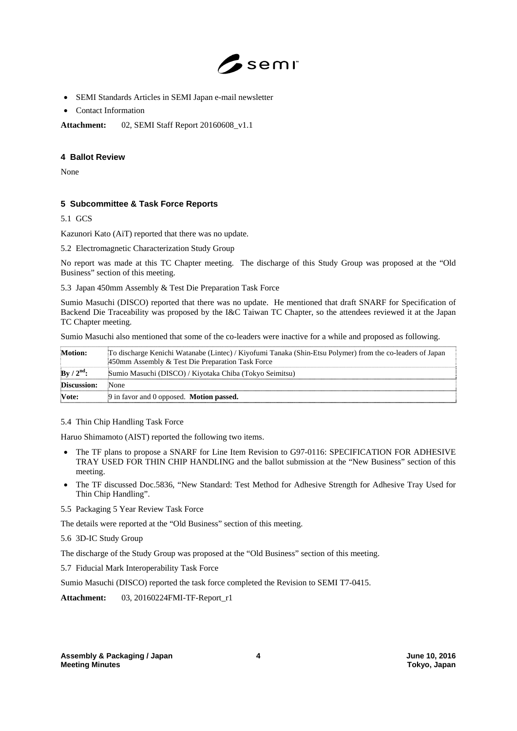- SEMI Standards Articles in SEMI Japan e-mail newsletter
- Contact Information

**Attachment:** 02, SEMI Staff Report 20160608_v1.1

## 4 Ballot Review

None

## 5 Subcommittee & Task Force Reports

5.1 GCS

Kazunori Kato (AiT) reported that there was no update.

5.2 Electromagnetic Characterization Study Group

No report was made at this TC Chapter meeting. The discharge of this Study Group was proposed at the "Old Business" section of this meeting.

5.3 Japan 450mm Assembly & Test Die Preparation Task Force

Sumio Masuchi (DISCO) reported that there was no update. He mentioned that draft SNARF for Specification of Backend Die Traceability was proposed by the I&C Taiwan TC Chapter, so the attendees reviewed it at the Japan TC Chapter meeting.

Sumio Masuchi also mentioned that some of the co-leaders were inactive for a while and proposed as following.

| | |
|---|---|
| **Motion:** | To discharge Kenichi Watanabe (Lintec) / Kiyofumi Tanaka (Shin-Etsu Polymer) from the co-leaders of Japan 450mm Assembly & Test Die Preparation Task Force |
| **By / 2nd:** | Sumio Masuchi (DISCO) / Kiyotaka Chiba (Tokyo Seimitsu) |
| **Discussion:** | None |
| **Vote:** | 9 in favor and 0 opposed. **Motion passed.** |

5.4 Thin Chip Handling Task Force

Haruo Shimamoto (AIST) reported the following two items.

- The TF plans to propose a SNARF for Line Item Revision to G97-0116: SPECIFICATION FOR ADHESIVE TRAY USED FOR THIN CHIP HANDLING and the ballot submission at the "New Business" section of this meeting.
- The TF discussed Doc.5836, "New Standard: Test Method for Adhesive Strength for Adhesive Tray Used for Thin Chip Handling".

5.5 Packaging 5 Year Review Task Force

The details were reported at the "Old Business" section of this meeting.

5.6 3D-IC Study Group

The discharge of the Study Group was proposed at the "Old Business" section of this meeting.

5.7 Fiducial Mark Interoperability Task Force

Sumio Masuchi (DISCO) reported the task force completed the Revision to SEMI T7-0415.

**Attachment:** 03, 20160224FMI-TF-Report_r1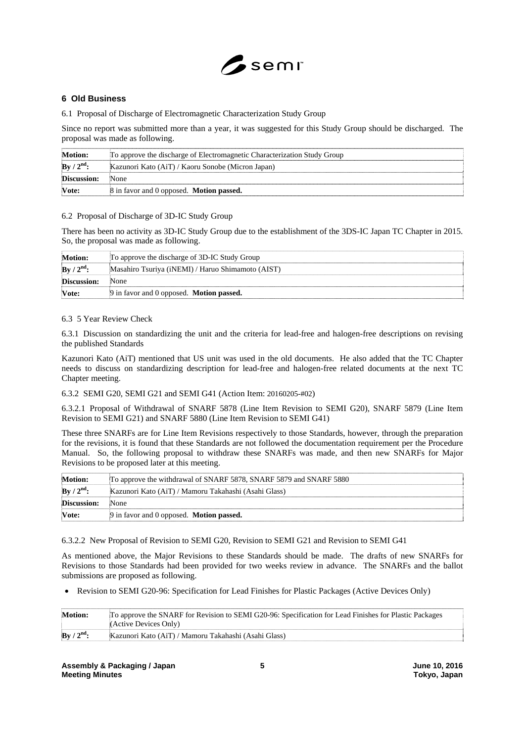## 6 Old Business

6.1 Proposal of Discharge of Electromagnetic Characterization Study Group

Since no report was submitted more than a year, it was suggested for this Study Group should be discharged. The proposal was made as following.

| **Motion:** | To approve the discharge of Electromagnetic Characterization Study Group |
|---|---|
| **By / 2nd:** | Kazunori Kato (AiT) / Kaoru Sonobe (Micron Japan) |
| **Discussion:** | None |
| **Vote:** | 8 in favor and 0 opposed. **Motion passed.** |

6.2 Proposal of Discharge of 3D-IC Study Group

There has been no activity as 3D-IC Study Group due to the establishment of the 3DS-IC Japan TC Chapter in 2015. So, the proposal was made as following.

| **Motion:** | To approve the discharge of 3D-IC Study Group |
|---|---|
| **By / 2nd:** | Masahiro Tsuriya (iNEMI) / Haruo Shimamoto (AIST) |
| **Discussion:** | None |
| **Vote:** | 9 in favor and 0 opposed. **Motion passed.** |

6.3 5 Year Review Check

6.3.1 Discussion on standardizing the unit and the criteria for lead-free and halogen-free descriptions on revising the published Standards

Kazunori Kato (AiT) mentioned that US unit was used in the old documents. He also added that the TC Chapter needs to discuss on standardizing description for lead-free and halogen-free related documents at the next TC Chapter meeting.

6.3.2 SEMI G20, SEMI G21 and SEMI G41 (Action Item: 20160205-#02)

6.3.2.1 Proposal of Withdrawal of SNARF 5878 (Line Item Revision to SEMI G20), SNARF 5879 (Line Item Revision to SEMI G21) and SNARF 5880 (Line Item Revision to SEMI G41)

These three SNARFs are for Line Item Revisions respectively to those Standards, however, through the preparation for the revisions, it is found that these Standards are not followed the documentation requirement per the Procedure Manual. So, the following proposal to withdraw these SNARFs was made, and then new SNARFs for Major Revisions to be proposed later at this meeting.

| **Motion:** | To approve the withdrawal of SNARF 5878, SNARF 5879 and SNARF 5880 |
|---|---|
| **By / 2nd:** | Kazunori Kato (AiT) / Mamoru Takahashi (Asahi Glass) |
| **Discussion:** | None |
| **Vote:** | 9 in favor and 0 opposed. **Motion passed.** |

6.3.2.2 New Proposal of Revision to SEMI G20, Revision to SEMI G21 and Revision to SEMI G41

As mentioned above, the Major Revisions to these Standards should be made. The drafts of new SNARFs for Revisions to those Standards had been provided for two weeks review in advance. The SNARFs and the ballot submissions are proposed as following.

- Revision to SEMI G20-96: Specification for Lead Finishes for Plastic Packages (Active Devices Only)

| **Motion:** | To approve the SNARF for Revision to SEMI G20-96: Specification for Lead Finishes for Plastic Packages (Active Devices Only) |
|---|---|
| **By / 2nd:** | Kazunori Kato (AiT) / Mamoru Takahashi (Asahi Glass) |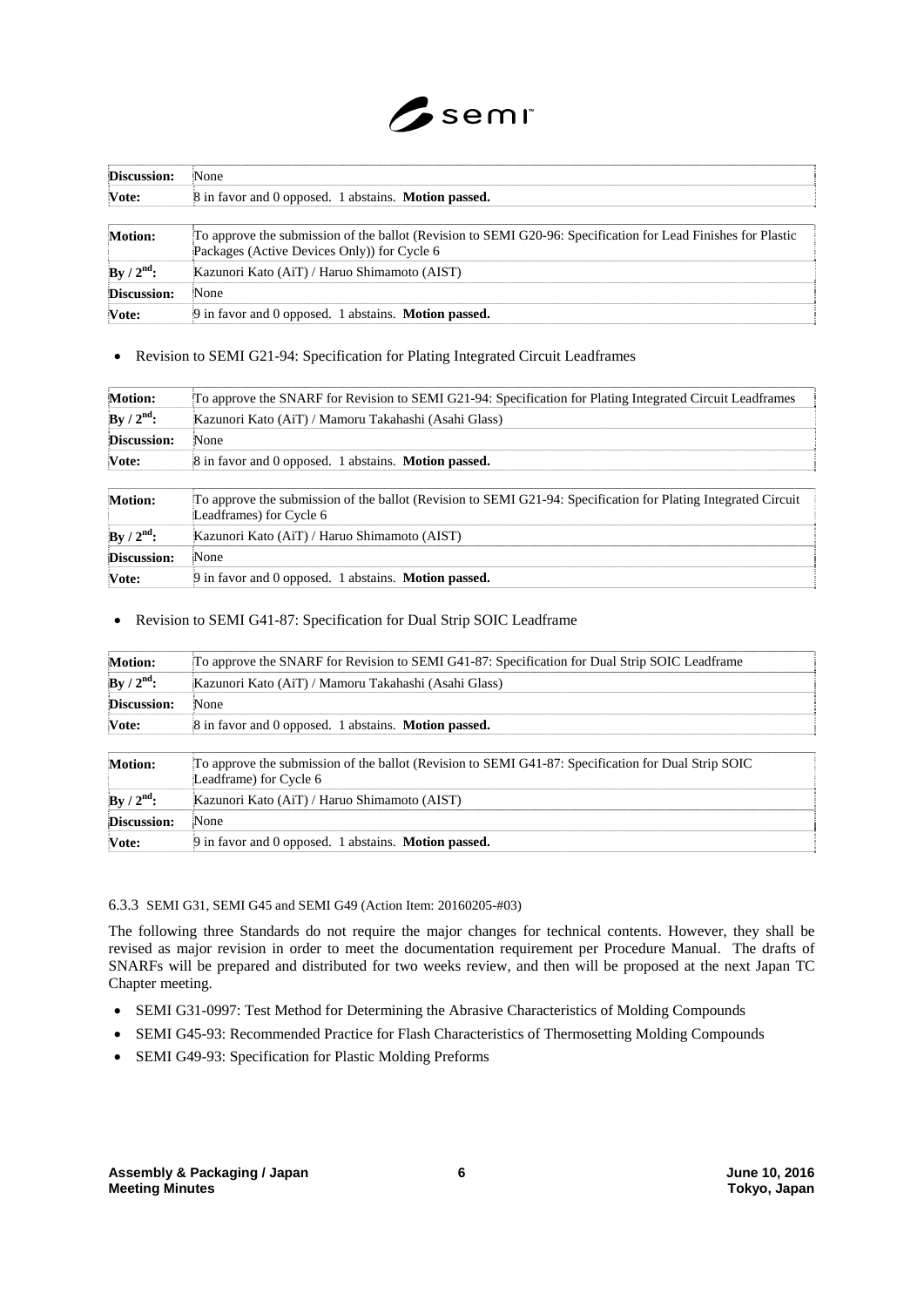| | |
|---|---|
| **Discussion:** | None |
| **Vote:** | 8 in favor and 0 opposed. 1 abstains. **Motion passed.** |

| | |
|---|---|
| **Motion:** | To approve the submission of the ballot (Revision to SEMI G20-96: Specification for Lead Finishes for Plastic Packages (Active Devices Only)) for Cycle 6 |
| **By / 2nd:** | Kazunori Kato (AiT) / Haruo Shimamoto (AIST) |
| **Discussion:** | None |
| **Vote:** | 9 in favor and 0 opposed. 1 abstains. **Motion passed.** |

- Revision to SEMI G21-94: Specification for Plating Integrated Circuit Leadframes

| | |
|---|---|
| **Motion:** | To approve the SNARF for Revision to SEMI G21-94: Specification for Plating Integrated Circuit Leadframes |
| **By / 2nd:** | Kazunori Kato (AiT) / Mamoru Takahashi (Asahi Glass) |
| **Discussion:** | None |
| **Vote:** | 8 in favor and 0 opposed. 1 abstains. **Motion passed.** |

| | |
|---|---|
| **Motion:** | To approve the submission of the ballot (Revision to SEMI G21-94: Specification for Plating Integrated Circuit Leadframes) for Cycle 6 |
| **By / 2nd:** | Kazunori Kato (AiT) / Haruo Shimamoto (AIST) |
| **Discussion:** | None |
| **Vote:** | 9 in favor and 0 opposed. 1 abstains. **Motion passed.** |

- Revision to SEMI G41-87: Specification for Dual Strip SOIC Leadframe

| | |
|---|---|
| **Motion:** | To approve the SNARF for Revision to SEMI G41-87: Specification for Dual Strip SOIC Leadframe |
| **By / 2nd:** | Kazunori Kato (AiT) / Mamoru Takahashi (Asahi Glass) |
| **Discussion:** | None |
| **Vote:** | 8 in favor and 0 opposed. 1 abstains. **Motion passed.** |

| | |
|---|---|
| **Motion:** | To approve the submission of the ballot (Revision to SEMI G41-87: Specification for Dual Strip SOIC Leadframe) for Cycle 6 |
| **By / 2nd:** | Kazunori Kato (AiT) / Haruo Shimamoto (AIST) |
| **Discussion:** | None |
| **Vote:** | 9 in favor and 0 opposed. 1 abstains. **Motion passed.** |

#### 6.3.3 SEMI G31, SEMI G45 and SEMI G49 (Action Item: 20160205-#03)

The following three Standards do not require the major changes for technical contents. However, they shall be revised as major revision in order to meet the documentation requirement per Procedure Manual. The drafts of SNARFs will be prepared and distributed for two weeks review, and then will be proposed at the next Japan TC Chapter meeting.

- SEMI G31-0997: Test Method for Determining the Abrasive Characteristics of Molding Compounds
- SEMI G45-93: Recommended Practice for Flash Characteristics of Thermosetting Molding Compounds
- SEMI G49-93: Specification for Plastic Molding Preforms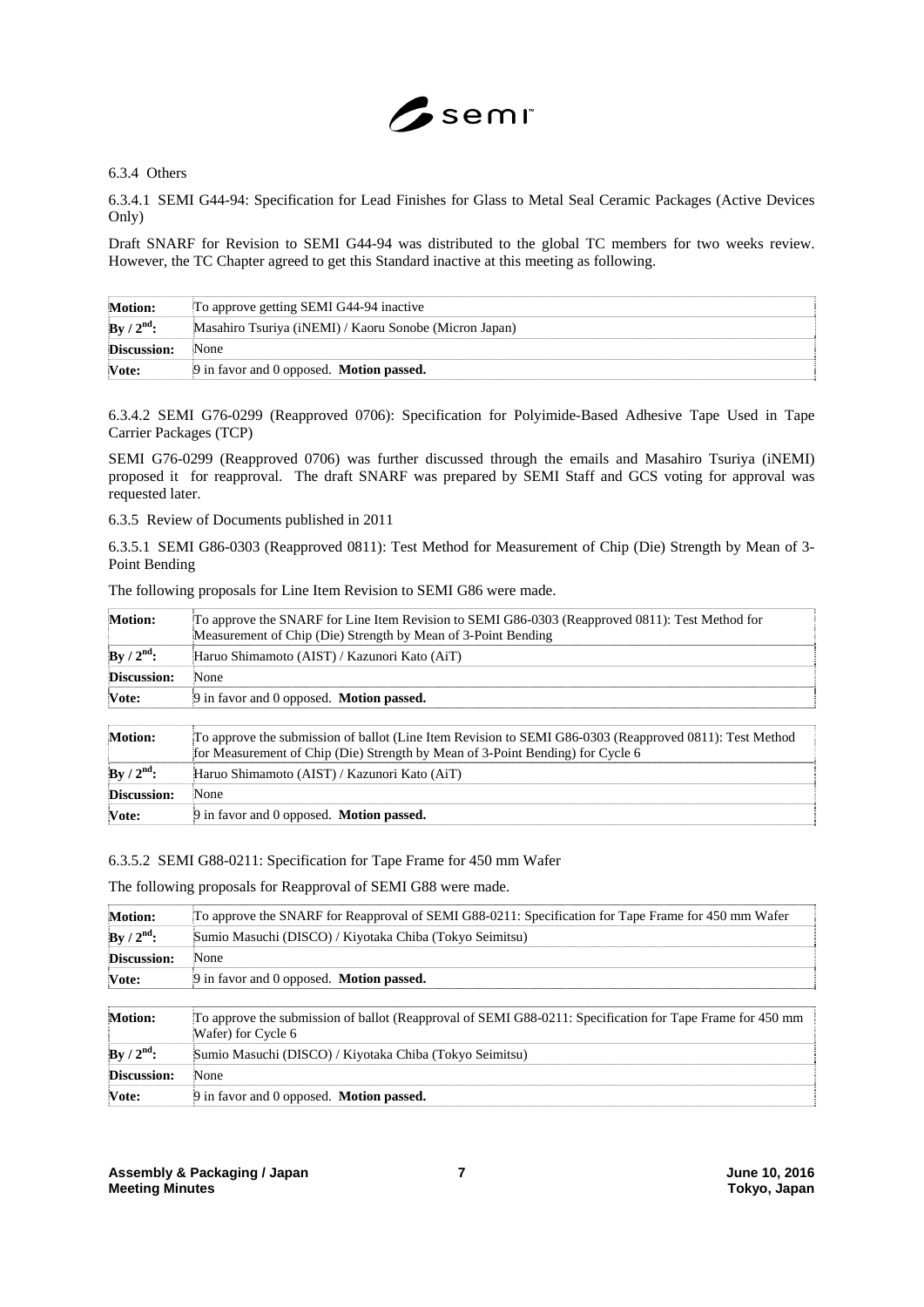6.3.4 Others

6.3.4.1 SEMI G44-94: Specification for Lead Finishes for Glass to Metal Seal Ceramic Packages (Active Devices Only)

Draft SNARF for Revision to SEMI G44-94 was distributed to the global TC members for two weeks review. However, the TC Chapter agreed to get this Standard inactive at this meeting as following.

| | |
|---|---|
| **Motion:** | To approve getting SEMI G44-94 inactive |
| **By / 2nd:** | Masahiro Tsuriya (iNEMI) / Kaoru Sonobe (Micron Japan) |
| **Discussion:** | None |
| **Vote:** | 9 in favor and 0 opposed. **Motion passed.** |

6.3.4.2 SEMI G76-0299 (Reapproved 0706): Specification for Polyimide-Based Adhesive Tape Used in Tape Carrier Packages (TCP)

SEMI G76-0299 (Reapproved 0706) was further discussed through the emails and Masahiro Tsuriya (iNEMI) proposed it for reapproval. The draft SNARF was prepared by SEMI Staff and GCS voting for approval was requested later.

6.3.5 Review of Documents published in 2011

6.3.5.1 SEMI G86-0303 (Reapproved 0811): Test Method for Measurement of Chip (Die) Strength by Mean of 3-Point Bending

The following proposals for Line Item Revision to SEMI G86 were made.

| | |
|---|---|
| **Motion:** | To approve the SNARF for Line Item Revision to SEMI G86-0303 (Reapproved 0811): Test Method for Measurement of Chip (Die) Strength by Mean of 3-Point Bending |
| **By / 2nd:** | Haruo Shimamoto (AIST) / Kazunori Kato (AiT) |
| **Discussion:** | None |
| **Vote:** | 9 in favor and 0 opposed. **Motion passed.** |

| | |
|---|---|
| **Motion:** | To approve the submission of ballot (Line Item Revision to SEMI G86-0303 (Reapproved 0811): Test Method for Measurement of Chip (Die) Strength by Mean of 3-Point Bending) for Cycle 6 |
| **By / 2nd:** | Haruo Shimamoto (AIST) / Kazunori Kato (AiT) |
| **Discussion:** | None |
| **Vote:** | 9 in favor and 0 opposed. **Motion passed.** |

6.3.5.2 SEMI G88-0211: Specification for Tape Frame for 450 mm Wafer

The following proposals for Reapproval of SEMI G88 were made.

| | |
|---|---|
| **Motion:** | To approve the SNARF for Reapproval of SEMI G88-0211: Specification for Tape Frame for 450 mm Wafer |
| **By / 2nd:** | Sumio Masuchi (DISCO) / Kiyotaka Chiba (Tokyo Seimitsu) |
| **Discussion:** | None |
| **Vote:** | 9 in favor and 0 opposed. **Motion passed.** |

| | |
|---|---|
| **Motion:** | To approve the submission of ballot (Reapproval of SEMI G88-0211: Specification for Tape Frame for 450 mm Wafer) for Cycle 6 |
| **By / 2nd:** | Sumio Masuchi (DISCO) / Kiyotaka Chiba (Tokyo Seimitsu) |
| **Discussion:** | None |
| **Vote:** | 9 in favor and 0 opposed. **Motion passed.** |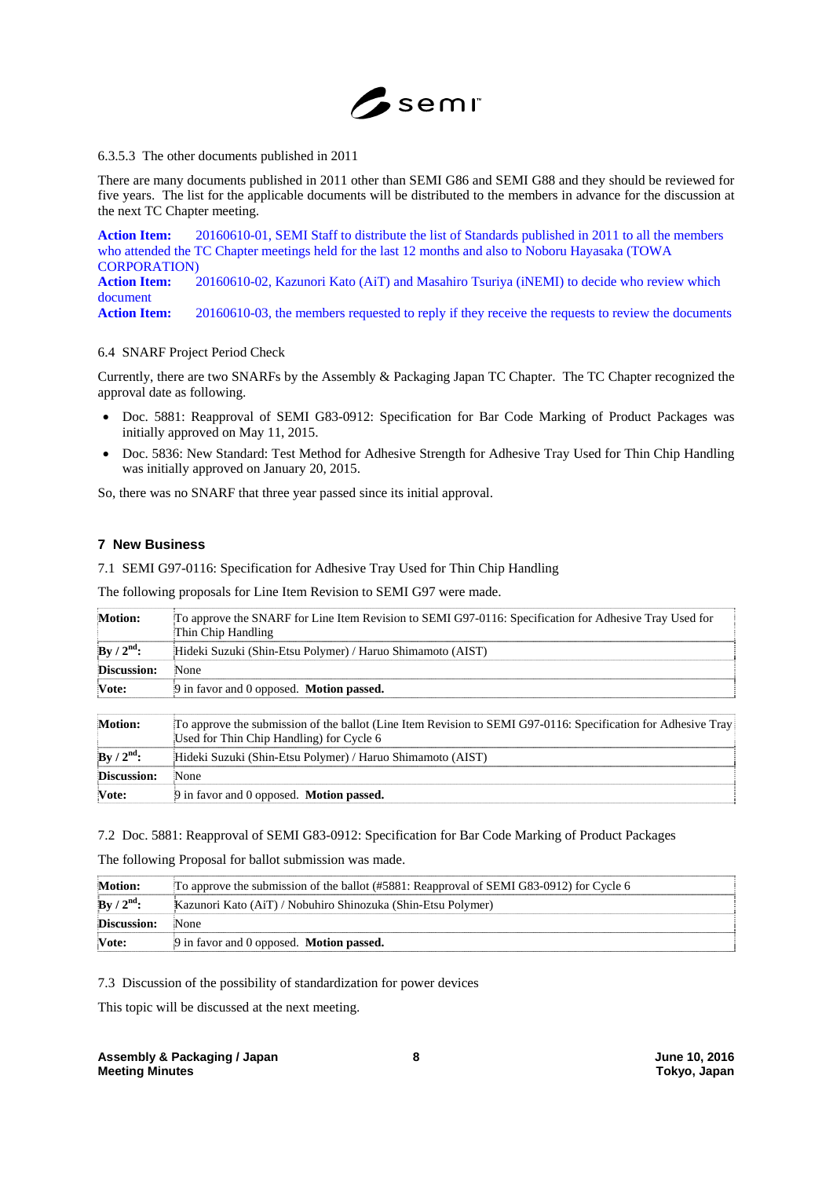6.3.5.3 The other documents published in 2011

There are many documents published in 2011 other than SEMI G86 and SEMI G88 and they should be reviewed for five years. The list for the applicable documents will be distributed to the members in advance for the discussion at the next TC Chapter meeting.

**Action Item:** 20160610-01, SEMI Staff to distribute the list of Standards published in 2011 to all the members who attended the TC Chapter meetings held for the last 12 months and also to Noboru Hayasaka (TOWA CORPORATION)
**Action Item:** 20160610-02, Kazunori Kato (AiT) and Masahiro Tsuriya (iNEMI) to decide who review which document
**Action Item:** 20160610-03, the members requested to reply if they receive the requests to review the documents

6.4 SNARF Project Period Check

Currently, there are two SNARFs by the Assembly & Packaging Japan TC Chapter. The TC Chapter recognized the approval date as following.

- Doc. 5881: Reapproval of SEMI G83-0912: Specification for Bar Code Marking of Product Packages was initially approved on May 11, 2015.
- Doc. 5836: New Standard: Test Method for Adhesive Strength for Adhesive Tray Used for Thin Chip Handling was initially approved on January 20, 2015.

So, there was no SNARF that three year passed since its initial approval.

## 7 New Business

7.1 SEMI G97-0116: Specification for Adhesive Tray Used for Thin Chip Handling

The following proposals for Line Item Revision to SEMI G97 were made.

| | |
|---|---|
| **Motion:** | To approve the SNARF for Line Item Revision to SEMI G97-0116: Specification for Adhesive Tray Used for Thin Chip Handling |
| **By / 2nd:** | Hideki Suzuki (Shin-Etsu Polymer) / Haruo Shimamoto (AIST) |
| **Discussion:** | None |
| **Vote:** | 9 in favor and 0 opposed. **Motion passed.** |

| | |
|---|---|
| **Motion:** | To approve the submission of the ballot (Line Item Revision to SEMI G97-0116: Specification for Adhesive Tray Used for Thin Chip Handling) for Cycle 6 |
| **By / 2nd:** | Hideki Suzuki (Shin-Etsu Polymer) / Haruo Shimamoto (AIST) |
| **Discussion:** | None |
| **Vote:** | 9 in favor and 0 opposed. **Motion passed.** |

7.2 Doc. 5881: Reapproval of SEMI G83-0912: Specification for Bar Code Marking of Product Packages

The following Proposal for ballot submission was made.

| | |
|---|---|
| **Motion:** | To approve the submission of the ballot (#5881: Reapproval of SEMI G83-0912) for Cycle 6 |
| **By / 2nd:** | Kazunori Kato (AiT) / Nobuhiro Shinozuka (Shin-Etsu Polymer) |
| **Discussion:** | None |
| **Vote:** | 9 in favor and 0 opposed. **Motion passed.** |

7.3 Discussion of the possibility of standardization for power devices

This topic will be discussed at the next meeting.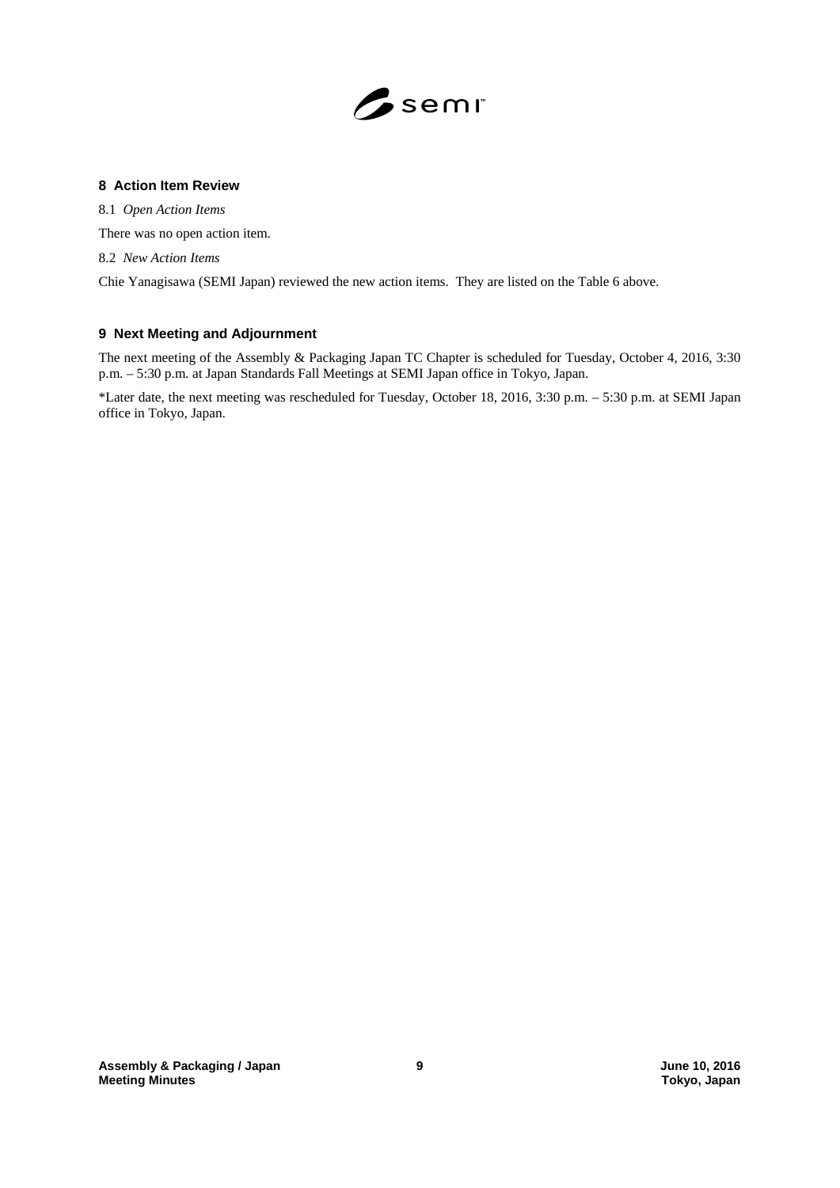## 8 Action Item Review

8.1 *Open Action Items*

There was no open action item.

8.2 *New Action Items*

Chie Yanagisawa (SEMI Japan) reviewed the new action items. They are listed on the Table 6 above.

## 9 Next Meeting and Adjournment

The next meeting of the Assembly & Packaging Japan TC Chapter is scheduled for Tuesday, October 4, 2016, 3:30 p.m. – 5:30 p.m. at Japan Standards Fall Meetings at SEMI Japan office in Tokyo, Japan.

*Later date, the next meeting was rescheduled for Tuesday, October 18, 2016, 3:30 p.m. – 5:30 p.m. at SEMI Japan office in Tokyo, Japan.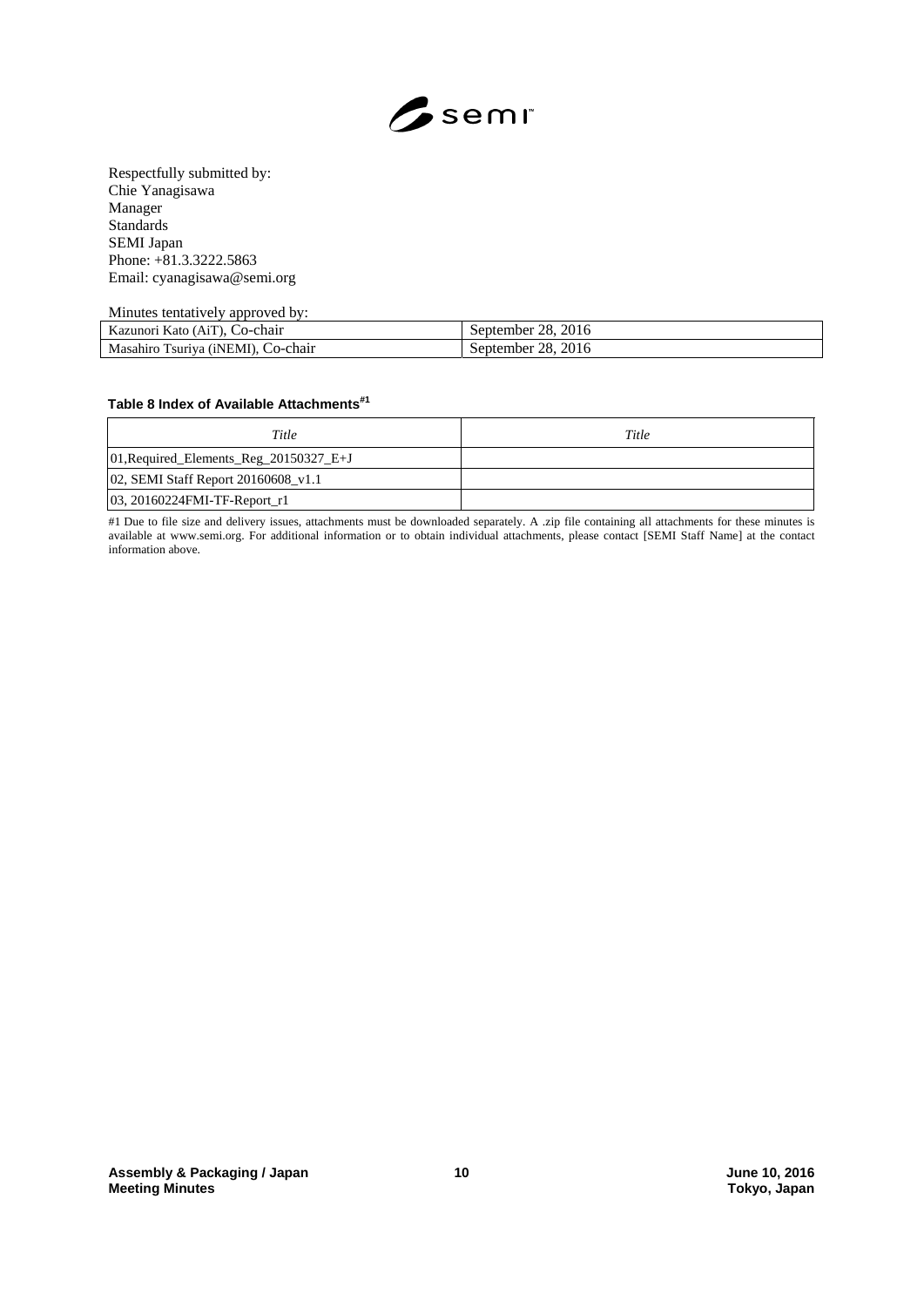Respectfully submitted by:
Chie Yanagisawa
Manager
Standards
SEMI Japan
Phone: +81.3.3222.5863
Email: cyanagisawa@semi.org

Minutes tentatively approved by:

| | |
|---|---|
| Kazunori Kato (AiT), Co-chair | September 28, 2016 |
| Masahiro Tsuriya (iNEMI), Co-chair | September 28, 2016 |

**Table 8 Index of Available Attachments**[#1]

| *Title* | *Title* |
|---|---|
| 01,Required_Elements_Reg_20150327_E+J | |
| 02, SEMI Staff Report 20160608_v1.1 | |
| 03, 20160224FMI-TF-Report_r1 | |

#1 Due to file size and delivery issues, attachments must be downloaded separately. A .zip file containing all attachments for these minutes is available at www.semi.org. For additional information or to obtain individual attachments, please contact [SEMI Staff Name] at the contact information above.